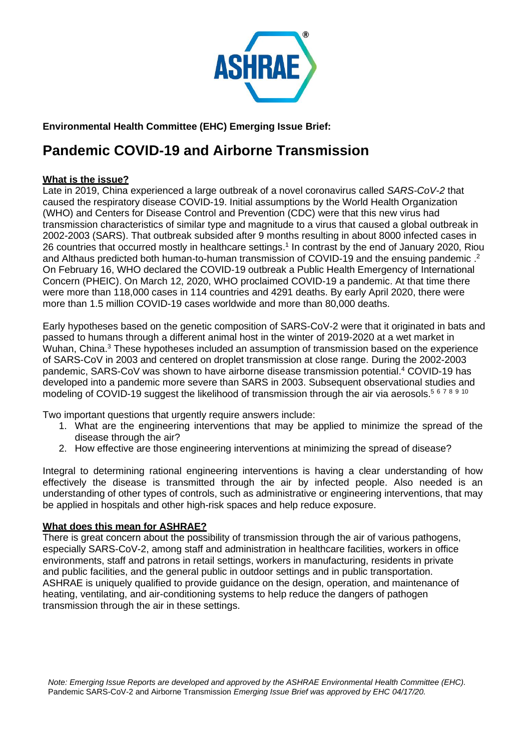**Environmental Health Committee (EHC) Emerging Issue Brief:**

# Pandemic COVID-19 and Airborne Transmission

## What is the issue?

Late in 2019, China experienced a large outbreak of a novel coronavirus called *SARS-CoV-2* that caused the respiratory disease COVID-19. Initial assumptions by the World Health Organization (WHO) and Centers for Disease Control and Prevention (CDC) were that this new virus had transmission characteristics of similar type and magnitude to a virus that caused a global outbreak in 2002-2003 (SARS). That outbreak subsided after 9 months resulting in about 8000 infected cases in 26 countries that occurred mostly in healthcare settings.[1] In contrast by the end of January 2020, Riou and Althaus predicted both human-to-human transmission of COVID-19 and the ensuing pandemic .[2] On February 16, WHO declared the COVID-19 outbreak a Public Health Emergency of International Concern (PHEIC). On March 12, 2020, WHO proclaimed COVID-19 a pandemic. At that time there were more than 118,000 cases in 114 countries and 4291 deaths. By early April 2020, there were more than 1.5 million COVID-19 cases worldwide and more than 80,000 deaths.

Early hypotheses based on the genetic composition of SARS-CoV-2 were that it originated in bats and passed to humans through a different animal host in the winter of 2019-2020 at a wet market in Wuhan, China.[3] These hypotheses included an assumption of transmission based on the experience of SARS-CoV in 2003 and centered on droplet transmission at close range. During the 2002-2003 pandemic, SARS-CoV was shown to have airborne disease transmission potential.[4] COVID-19 has developed into a pandemic more severe than SARS in 2003. Subsequent observational studies and modeling of COVID-19 suggest the likelihood of transmission through the air via aerosols.[5,6,7,8,9,10]

Two important questions that urgently require answers include:

1. What are the engineering interventions that may be applied to minimize the spread of the disease through the air?
2. How effective are those engineering interventions at minimizing the spread of disease?

Integral to determining rational engineering interventions is having a clear understanding of how effectively the disease is transmitted through the air by infected people. Also needed is an understanding of other types of controls, such as administrative or engineering interventions, that may be applied in hospitals and other high-risk spaces and help reduce exposure.

## What does this mean for ASHRAE?

There is great concern about the possibility of transmission through the air of various pathogens, especially SARS-CoV-2, among staff and administration in healthcare facilities, workers in office environments, staff and patrons in retail settings, workers in manufacturing, residents in private and public facilities, and the general public in outdoor settings and in public transportation. ASHRAE is uniquely qualified to provide guidance on the design, operation, and maintenance of heating, ventilating, and air-conditioning systems to help reduce the dangers of pathogen transmission through the air in these settings.

*Note: Emerging Issue Reports are developed and approved by the ASHRAE Environmental Health Committee (EHC).* Pandemic SARS-CoV-2 and Airborne Transmission *Emerging Issue Brief was approved by EHC 04/17/20.*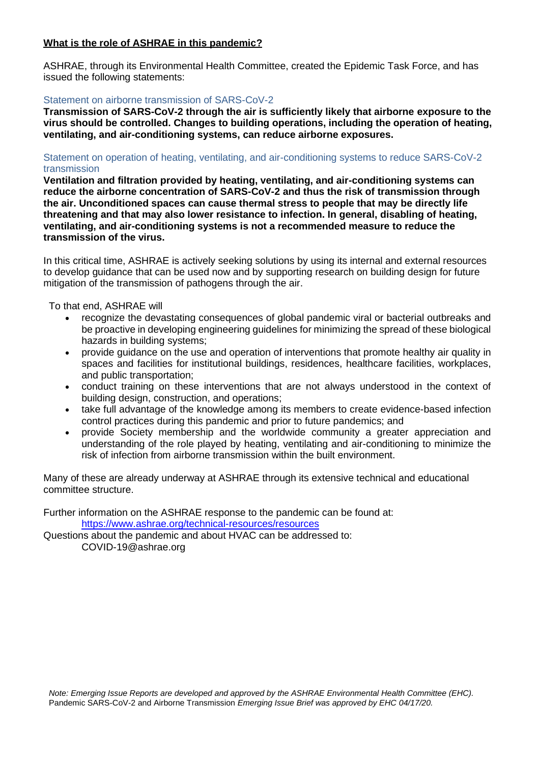**<u>What is the role of ASHRAE in this pandemic?</u>**

ASHRAE, through its Environmental Health Committee, created the Epidemic Task Force, and has issued the following statements:

Statement on airborne transmission of SARS-CoV-2

**Transmission of SARS-CoV-2 through the air is sufficiently likely that airborne exposure to the virus should be controlled. Changes to building operations, including the operation of heating, ventilating, and air-conditioning systems, can reduce airborne exposures.**

Statement on operation of heating, ventilating, and air-conditioning systems to reduce SARS-CoV-2 transmission

**Ventilation and filtration provided by heating, ventilating, and air-conditioning systems can reduce the airborne concentration of SARS-CoV-2 and thus the risk of transmission through the air. Unconditioned spaces can cause thermal stress to people that may be directly life threatening and that may also lower resistance to infection. In general, disabling of heating, ventilating, and air-conditioning systems is not a recommended measure to reduce the transmission of the virus.**

In this critical time, ASHRAE is actively seeking solutions by using its internal and external resources to develop guidance that can be used now and by supporting research on building design for future mitigation of the transmission of pathogens through the air.

To that end, ASHRAE will

- recognize the devastating consequences of global pandemic viral or bacterial outbreaks and be proactive in developing engineering guidelines for minimizing the spread of these biological hazards in building systems;
- provide guidance on the use and operation of interventions that promote healthy air quality in spaces and facilities for institutional buildings, residences, healthcare facilities, workplaces, and public transportation;
- conduct training on these interventions that are not always understood in the context of building design, construction, and operations;
- take full advantage of the knowledge among its members to create evidence-based infection control practices during this pandemic and prior to future pandemics; and
- provide Society membership and the worldwide community a greater appreciation and understanding of the role played by heating, ventilating and air-conditioning to minimize the risk of infection from airborne transmission within the built environment.

Many of these are already underway at ASHRAE through its extensive technical and educational committee structure.

Further information on the ASHRAE response to the pandemic can be found at:

https://www.ashrae.org/technical-resources/resources

Questions about the pandemic and about HVAC can be addressed to:

COVID-19@ashrae.org

*Note: Emerging Issue Reports are developed and approved by the ASHRAE Environmental Health Committee (EHC).* Pandemic SARS-CoV-2 and Airborne Transmission *Emerging Issue Brief was approved by EHC 04/17/20.*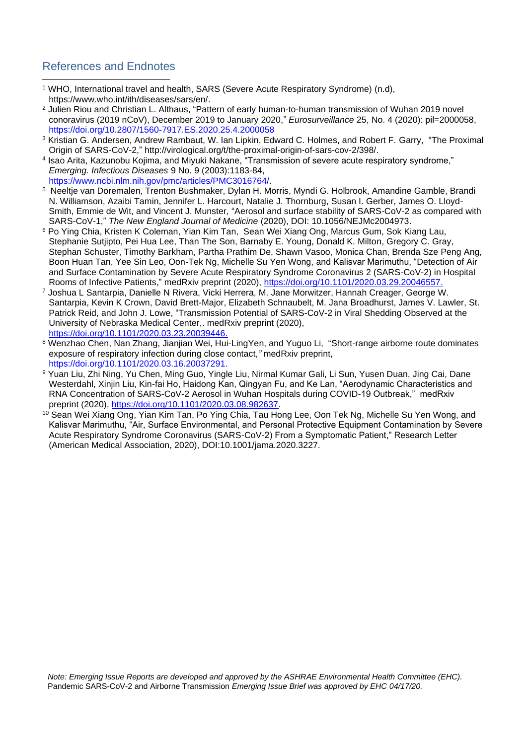## References and Endnotes

[1] WHO, International travel and health, SARS (Severe Acute Respiratory Syndrome) (n.d), https://www.who.int/ith/diseases/sars/en/.

[2] Julien Riou and Christian L. Althaus, "Pattern of early human-to-human transmission of Wuhan 2019 novel conoravirus (2019 nCoV), December 2019 to January 2020," *Eurosurveillance* 25, No. 4 (2020): pil=2000058, https://doi.org/10.2807/1560-7917.ES.2020.25.4.2000058

[3] Kristian G. Andersen, Andrew Rambaut, W. Ian Lipkin, Edward C. Holmes, and Robert F. Garry, "The Proximal Origin of SARS-CoV-2," http://virological.org/t/the-proximal-origin-of-sars-cov-2/398/.

[4] Isao Arita, Kazunobu Kojima, and Miyuki Nakane, "Transmission of severe acute respiratory syndrome," *Emerging. Infectious Diseases* 9 No. 9 (2003):1183-84, https://www.ncbi.nlm.nih.gov/pmc/articles/PMC3016764/.

[5] Neeltje van Doremalen, Trenton Bushmaker, Dylan H. Morris, Myndi G. Holbrook, Amandine Gamble, Brandi N. Williamson, Azaibi Tamin, Jennifer L. Harcourt, Natalie J. Thornburg, Susan I. Gerber, James O. Lloyd-Smith, Emmie de Wit, and Vincent J. Munster, "Aerosol and surface stability of SARS-CoV-2 as compared with SARS-CoV-1," *The New England Journal of Medicine* (2020), DOI: 10.1056/NEJMc2004973.

[6] Po Ying Chia, Kristen K Coleman, Yian Kim Tan, Sean Wei Xiang Ong, Marcus Gum, Sok Kiang Lau, Stephanie Sutjipto, Pei Hua Lee, Than The Son, Barnaby E. Young, Donald K. Milton, Gregory C. Gray, Stephan Schuster, Timothy Barkham, Partha Prathim De, Shawn Vasoo, Monica Chan, Brenda Sze Peng Ang, Boon Huan Tan, Yee Sin Leo, Oon-Tek Ng, Michelle Su Yen Wong, and Kalisvar Marimuthu, "Detection of Air and Surface Contamination by Severe Acute Respiratory Syndrome Coronavirus 2 (SARS-CoV-2) in Hospital Rooms of Infective Patients," medRxiv preprint (2020), https://doi.org/10.1101/2020.03.29.20046557.

[7] Joshua L Santarpia, Danielle N Rivera, Vicki Herrera, M. Jane Morwitzer, Hannah Creager, George W. Santarpia, Kevin K Crown, David Brett-Major, Elizabeth Schnaubelt, M. Jana Broadhurst, James V. Lawler, St. Patrick Reid, and John J. Lowe, "Transmission Potential of SARS-CoV-2 in Viral Shedding Observed at the University of Nebraska Medical Center,. medRxiv preprint (2020), https://doi.org/10.1101/2020.03.23.20039446.

[8] Wenzhao Chen, Nan Zhang, Jianjian Wei, Hui-LingYen, and Yuguo Li, "Short-range airborne route dominates exposure of respiratory infection during close contact," medRxiv preprint, https://doi.org/10.1101/2020.03.16.20037291.

[9] Yuan Liu, Zhi Ning, Yu Chen, Ming Guo, Yingle Liu, Nirmal Kumar Gali, Li Sun, Yusen Duan, Jing Cai, Dane Westerdahl, Xinjin Liu, Kin-fai Ho, Haidong Kan, Qingyan Fu, and Ke Lan, "Aerodynamic Characteristics and RNA Concentration of SARS-CoV-2 Aerosol in Wuhan Hospitals during COVID-19 Outbreak," medRxiv preprint (2020), https://doi.org/10.1101/2020.03.08.982637.

[10] Sean Wei Xiang Ong, Yian Kim Tan, Po Ying Chia, Tau Hong Lee, Oon Tek Ng, Michelle Su Yen Wong, and Kalisvar Marimuthu, "Air, Surface Environmental, and Personal Protective Equipment Contamination by Severe Acute Respiratory Syndrome Coronavirus (SARS-CoV-2) From a Symptomatic Patient," Research Letter (American Medical Association, 2020), DOI:10.1001/jama.2020.3227.

*Note: Emerging Issue Reports are developed and approved by the ASHRAE Environmental Health Committee (EHC).* Pandemic SARS-CoV-2 and Airborne Transmission *Emerging Issue Brief was approved by EHC 04/17/20.*